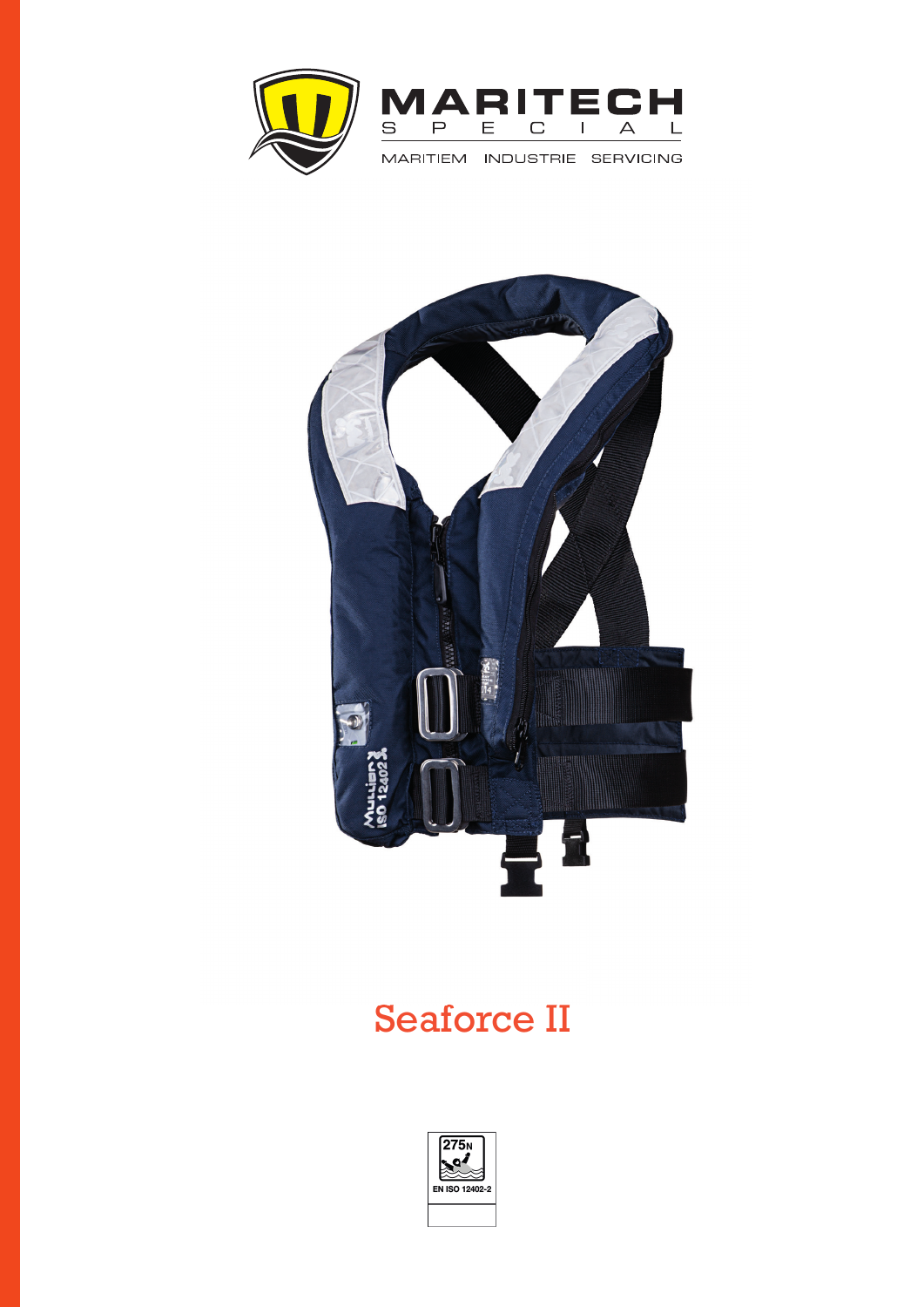MARITECH

S P E C I A L

MARITIEM INDUSTRIE SERVICING

# Seaforce II

275N

EN ISO 12402-2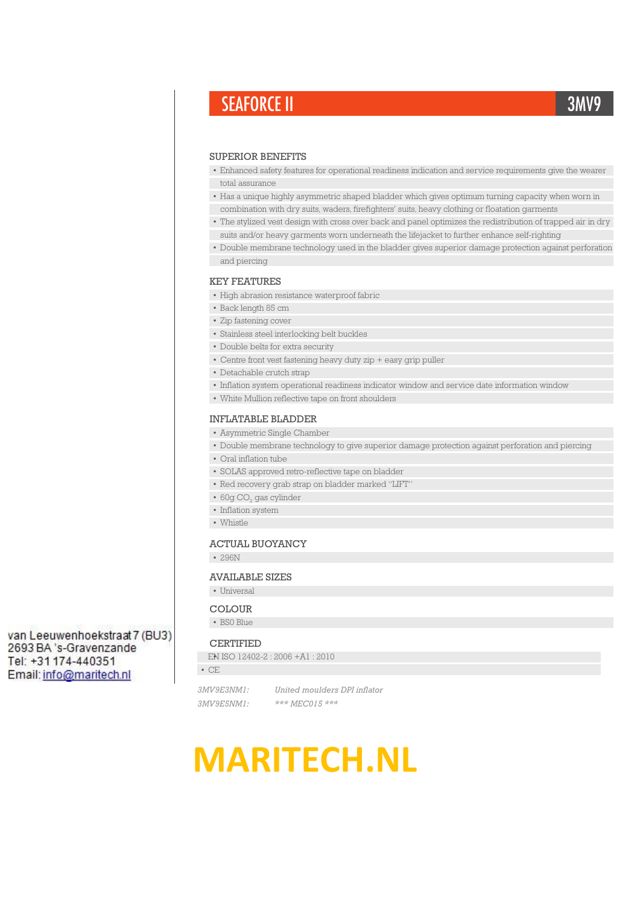# SEAFORCE II

3MV9

## SUPERIOR BENEFITS

- Enhanced safety features for operational readiness indication and service requirements give the wearer total assurance
- Has a unique highly asymmetric shaped bladder which gives optimum turning capacity when worn in combination with dry suits, waders, firefighters' suits, heavy clothing or floatation garments
- The stylized vest design with cross over back and panel optimizes the redistribution of trapped air in dry suits and/or heavy garments worn underneath the lifejacket to further enhance self-righting
- Double membrane technology used in the bladder gives superior damage protection against perforation and piercing

## KEY FEATURES

- High abrasion resistance waterproof fabric
- Back length 85 cm
- Zip fastening cover
- Stainless steel interlocking belt buckles
- Double belts for extra security
- Centre front vest fastening heavy duty zip + easy grip puller
- Detachable crutch strap
- Inflation system operational readiness indicator window and service date information window
- White Mullion reflective tape on front shoulders

## INFLATABLE BLADDER

- Asymmetric Single Chamber
- Double membrane technology to give superior damage protection against perforation and piercing
- Oral inflation tube
- SOLAS approved retro-reflective tape on bladder
- Red recovery grab strap on bladder marked "LIFT"
- 60g $CO_2$ gas cylinder
- Inflation system
- Whistle

## ACTUAL BUOYANCY

- 296N

## AVAILABLE SIZES

- Universal

## COLOUR

- BS0 Blue

## CERTIFIED

- EN ISO 12402-2 : 2006 +A1 : 2010
- CE

*3MV9E3NM1: United moulders DPI inflator*

*3MV9E5NM1: *** MEC015 ****

van Leeuwenhoekstraat 7 (BU3)
2693 BA 's-Gravenzande
Tel: +31 174-440351
Email: info@maritech.nl

**MARITECH.NL**